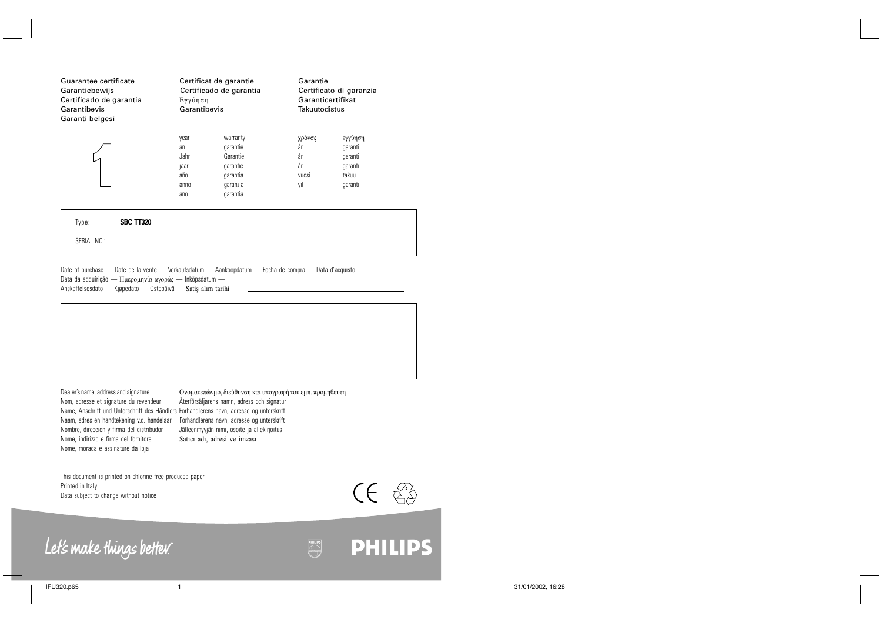Guarantee certificate
Garantiebewijs
Certificado de garantia
Garantibevis
Garanti belgesi

Certificat de garantie
Certificado de garantia
Εγγύηση
Garantibevis

Garantie
Certificato di garanzia
Garanticertifikat
Takuutodistus

**1**

| | | | |
|---|---|---|---|
| year | warranty | χρόνος | εγγύηση |
| an | garantie | år | garanti |
| Jahr | Garantie | år | garanti |
| jaar | garantie | år | garanti |
| año | garantia | vuosi | takuu |
| anno | garanzia | yil | garanti |
| ano | garantia | | |

Type: **SBC TT320**

SERIAL NO.: ____________________

Date of purchase — Date de la vente — Verkaufsdatum — Aankoopdatum — Fecha de compra — Data d'acquisto —
Data da adquirição — Ημερομηνία αγοράς — Inköpsdatum —
Anskaffelsesdato — Kjøpedato — Ostopäivä — Satış alım tarihi ____________________

Dealer's name, address and signature
Nom, adresse et signature du revendeur
Name, Anschrift und Unterschrift des Händlers
Naam, adres en handtekening v.d. handelaar
Nombre, direccion y firma del distribudor
Nome, indirizzo e firma del fornitore
Nome, morada e assinature da loja
Ονοματεπώνυμο, διεύθυνση και υπογραφή του εμπ. προμηθευτη
Återförsäljarens namn, adress och signatur
Forhandlerens navn, adresse og underskrift
Forhandlerens navn, adresse og underskrift
Jälleenmyyjän nimi, osoite ja allekirjoitus
Satıcı adı, adresi ve imzası

This document is printed on chlorine free produced paper
Printed in Italy
Data subject to change without notice

Let's make things better.

PHILIPS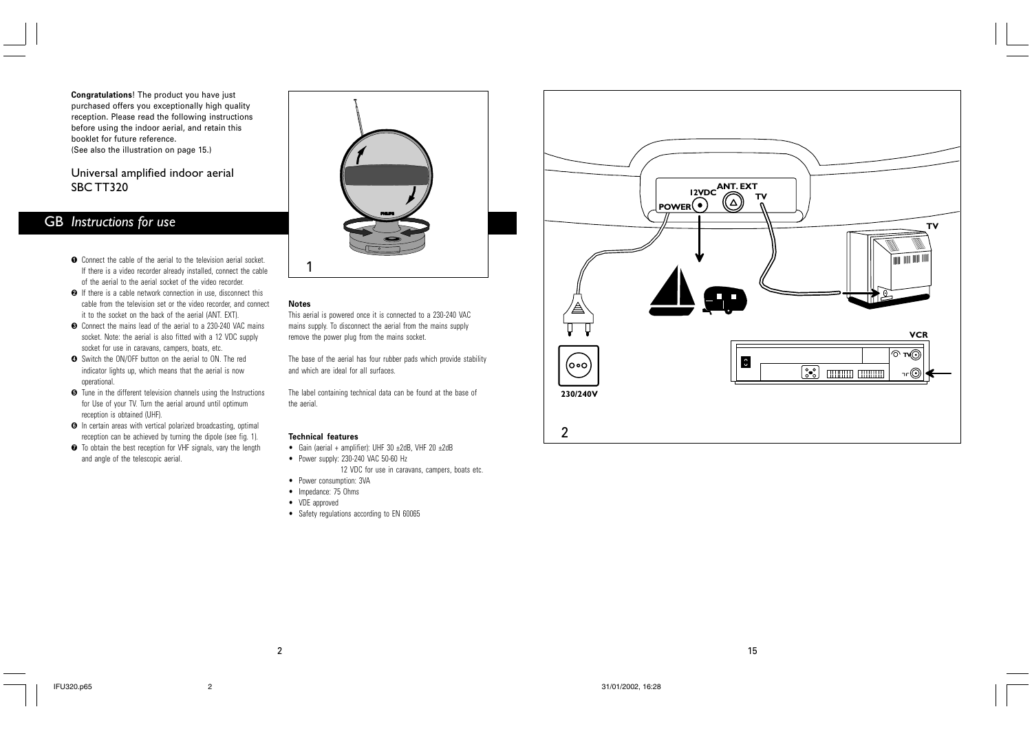**Congratulations**! The product you have just purchased offers you exceptionally high quality reception. Please read the following instructions before using the indoor aerial, and retain this booklet for future reference.
(See also the illustration on page 15.)

## Universal amplified indoor aerial SBC TT320

# GB *Instructions for use*

1. Connect the cable of the aerial to the television aerial socket. If there is a video recorder already installed, connect the cable of the aerial to the aerial socket of the video recorder.
2. If there is a cable network connection in use, disconnect this cable from the television set or the video recorder, and connect it to the socket on the back of the aerial (ANT. EXT).
3. Connect the mains lead of the aerial to a 230-240 VAC mains socket. Note: the aerial is also fitted with a 12 VDC supply socket for use in caravans, campers, boats, etc.
4. Switch the ON/OFF button on the aerial to ON. The red indicator lights up, which means that the aerial is now operational.
5. Tune in the different television channels using the Instructions for Use of your TV. Turn the aerial around until optimum reception is obtained (UHF).
6. In certain areas with vertical polarized broadcasting, optimal reception can be achieved by turning the dipole (see fig. 1).
7. To obtain the best reception for VHF signals, vary the length and angle of the telescopic aerial.

1

**Notes**

This aerial is powered once it is connected to a 230-240 VAC mains supply. To disconnect the aerial from the mains supply remove the power plug from the mains socket.

The base of the aerial has four rubber pads which provide stability and which are ideal for all surfaces.

The label containing technical data can be found at the base of the aerial.

**Technical features**

- Gain (aerial + amplifier): UHF 30 ±2dB, VHF 20 ±2dB
- Power supply: 230-240 VAC 50-60 Hz
  12 VDC for use in caravans, campers, boats etc.
- Power consumption: 3VA
- Impedance: 75 Ohms
- VDE approved
- Safety regulations according to EN 60065

ANT. EXT 12VDC TV POWER TV VCR 230/240V

2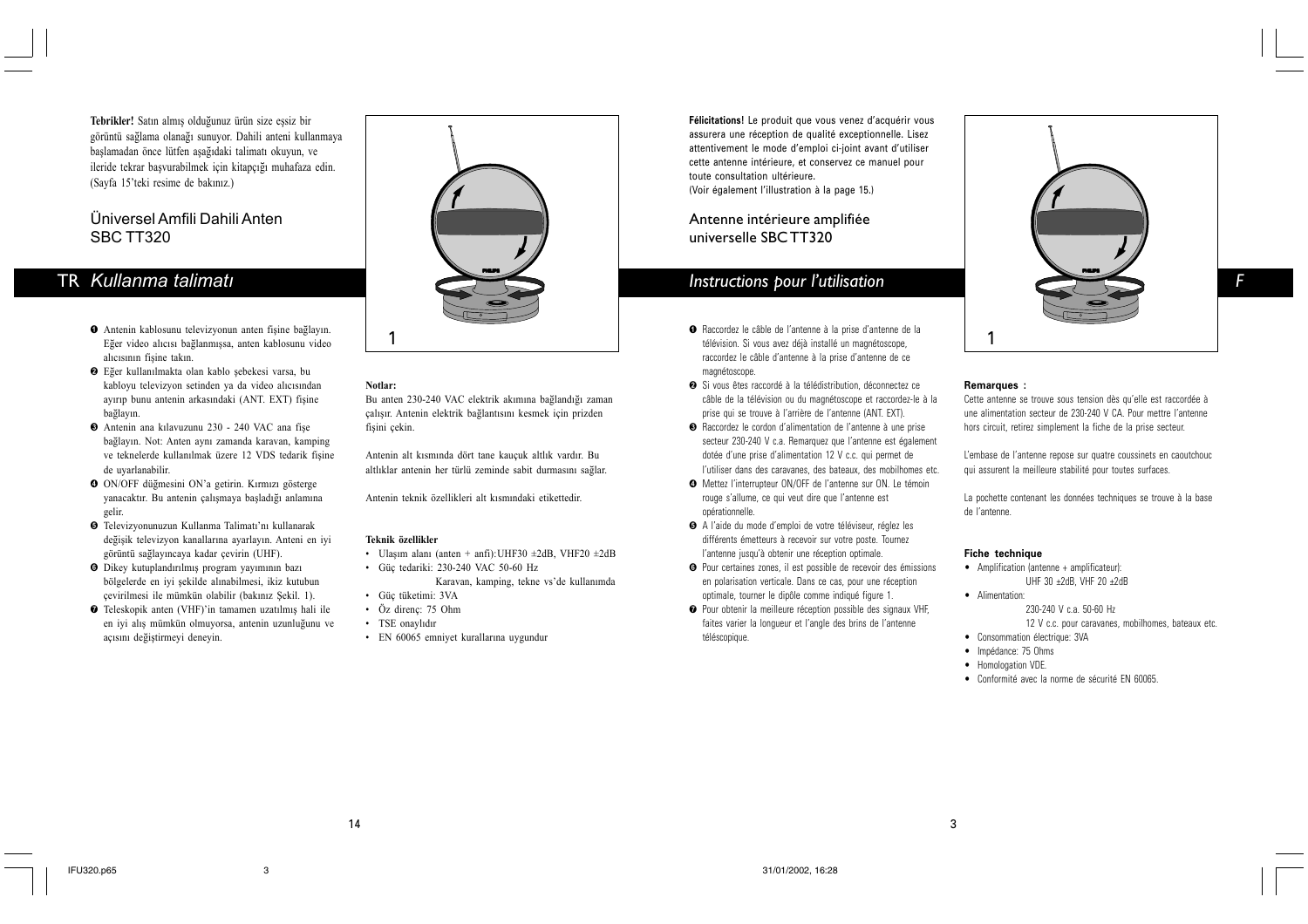**Tebrikler!** Satın almış olduğunuz ürün size eşsiz bir görüntü sağlama olanağı sunuyor. Dahili anteni kullanmaya başlamadan önce lütfen aşağıdaki talimatı okuyun, ve ileride tekrar başvurabilmek için kitapçığı muhafaza edin. (Sayfa 15'teki resime de bakınız.)

## Üniversel Amfili Dahili Anten SBC TT320

# TR *Kullanma talimatı*

❶ Antenin kablosunu televizyonun anten fişine bağlayın. Eğer video alıcısı bağlanmışsa, anten kablosunu video alıcısının fişine takın.

❷ Eğer kullanılmakta olan kablo şebekesi varsa, bu kabloyu televizyon setinden ya da video alıcısından ayırıp bunu antenin arkasındaki (ANT. EXT) fişine bağlayın.

❸ Antenin ana kılavuzunu 230 - 240 VAC ana fişe bağlayın. Not: Anten aynı zamanda karavan, kamping ve teknelerde kullanılmak üzere 12 VDS tedarik fişine de uyarlanabilir.

❹ ON/OFF düğmesini ON'a getirin. Kırmızı gösterge yanacaktır. Bu antenin çalışmaya başladığı anlamına gelir.

❺ Televizyonunuzun Kullanma Talimatı'nı kullanarak değişik televizyon kanallarına ayarlayın. Anteni en iyi görüntü sağlayıncaya kadar çevirin (UHF).

❻ Dikey kutuplandırılmış program yayımının bazı bölgelerde en iyi şekilde alınabilmesi, ikiz kutubun çevirilmesi ile mümkün olabilir (bakınız Şekil. 1).

❼ Teleskopik anten (VHF)'in tamamen uzatılmış hali ile en iyi alış mümkün olmuyorsa, antenin uzunluğunu ve açısını değiştirmeyi deneyin.

1

**Notlar:**

Bu anten 230-240 VAC elektrik akımına bağlandığı zaman çalışır. Antenin elektrik bağlantısını kesmek için prizden fişini çekin.

Antenin alt kısmında dört tane kauçuk altlık vardır. Bu altlıklar antenin her türlü zeminde sabit durmasını sağlar.

Antenin teknik özellikleri alt kısmındaki etikettedir.

**Teknik özellikler**

- Ulaşım alanı (anten + anfi): UHF30 ±2dB, VHF20 ±2dB
- Güç tedariki: 230-240 VAC 50-60 Hz
  Karavan, kamping, tekne vs'de kullanımda
- Güç tüketimi: 3VA
- Öz direnç: 75 Ohm
- TSE onaylıdır
- EN 60065 emniyet kurallarına uygundur

**Félicitations!** Le produit que vous venez d'acquérir vous assurera une réception de qualité exceptionnelle. Lisez attentivement le mode d'emploi ci-joint avant d'utiliser cette antenne intérieure, et conservez ce manuel pour toute consultation ultérieure.
(Voir également l'illustration à la page 15.)

## Antenne intérieure amplifiée universelle SBC TT320

# *Instructions pour l'utilisation* F

❶ Raccordez le câble de l'antenne à la prise d'antenne de la télévision. Si vous avez déjà installé un magnétoscope, raccordez le câble d'antenne à la prise d'antenne de ce magnétoscope.

❷ Si vous êtes raccordé à la télédistribution, déconnectez ce câble de la télévision ou du magnétoscope et raccordez-le à la prise qui se trouve à l'arrière de l'antenne (ANT. EXT).

❸ Raccordez le cordon d'alimentation de l'antenne à une prise secteur 230-240 V c.a. Remarquez que l'antenne est également dotée d'une prise d'alimentation 12 V c.c. qui permet de l'utiliser dans des caravanes, des bateaux, des mobilhomes etc.

❹ Mettez l'interrupteur ON/OFF de l'antenne sur ON. Le témoin rouge s'allume, ce qui veut dire que l'antenne est opérationnelle.

❺ A l'aide du mode d'emploi de votre téléviseur, réglez les différents émetteurs à recevoir sur votre poste. Tournez l'antenne jusqu'à obtenir une réception optimale.

❻ Pour certaines zones, il est possible de recevoir des émissions en polarisation verticale. Dans ce cas, pour une réception optimale, tourner le dipôle comme indiqué figure 1.

❼ Pour obtenir la meilleure réception possible des signaux VHF, faites varier la longueur et l'angle des brins de l'antenne téléscopique.

1

**Remarques :**

Cette antenne se trouve sous tension dès qu'elle est raccordée à une alimentation secteur de 230-240 V CA. Pour mettre l'antenne hors circuit, retirez simplement la fiche de la prise secteur.

L'embase de l'antenne repose sur quatre coussinets en caoutchouc qui assurent la meilleure stabilité pour toutes surfaces.

La pochette contenant les données techniques se trouve à la base de l'antenne.

**Fiche technique**

- Amplification (antenne + amplificateur):
  UHF 30 ±2dB, VHF 20 ±2dB
- Alimentation:
  230-240 V c.a. 50-60 Hz
  12 V c.c. pour caravanes, mobilhomes, bateaux etc.
- Consommation électrique: 3VA
- Impédance: 75 Ohms
- Homologation VDE.
- Conformité avec la norme de sécurité EN 60065.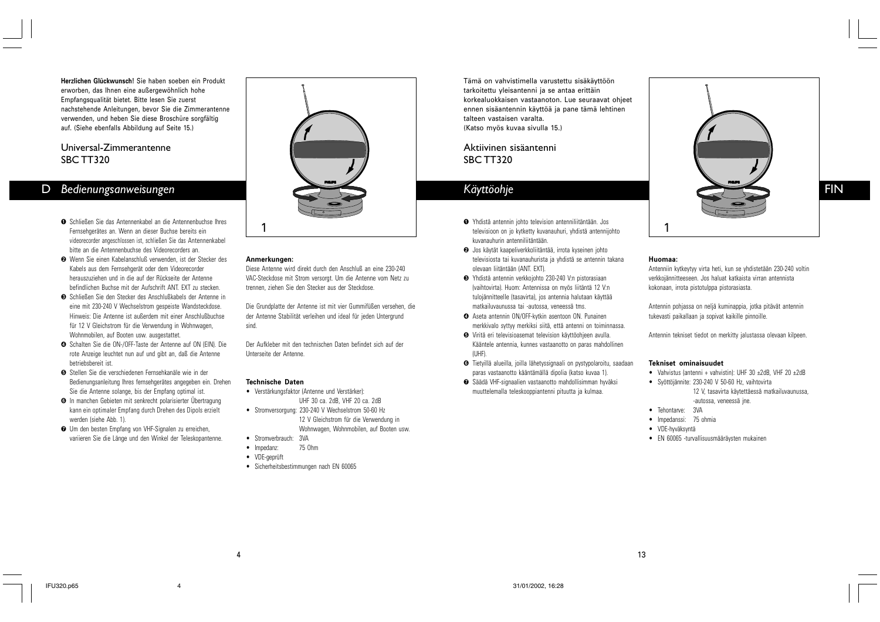**Herzlichen Glückwunsch!** Sie haben soeben ein Produkt erworben, das Ihnen eine außergewöhnlich hohe Empfangsqualität bietet. Bitte lesen Sie zuerst nachstehende Anleitungen, bevor Sie die Zimmerantenne verwenden, und heben Sie diese Broschüre sorgfältig auf. (Siehe ebenfalls Abbildung auf Seite 15.)

## Universal-Zimmerantenne SBC TT320

# D *Bedienungsanweisungen*

1. Schließen Sie das Antennenkabel an die Antennenbuchse Ihres Fernsehgerätes an. Wenn an dieser Buchse bereits ein videorecorder angeschlossen ist, schließen Sie das Antennenkabel bitte an die Antennenbuchse des Videorecorders an.
2. Wenn Sie einen Kabelanschluß verwenden, ist der Stecker des Kabels aus dem Fernsehgerät oder dem Videorecorder herauszuziehen und in die auf der Rückseite der Antenne befindlichen Buchse mit der Aufschrift ANT. EXT zu stecken.
3. Schließen Sie den Stecker des Anschlußkabels der Antenne in eine mit 230-240 V Wechselstrom gespeiste Wandsteckdose. Hinweis: Die Antenne ist außerdem mit einer Anschlußbuchse für 12 V Gleichstrom für die Verwendung in Wohnwagen, Wohnmobilen, auf Booten usw. ausgestattet.
4. Schalten Sie die ON-/OFF-Taste der Antenne auf ON (EIN). Die rote Anzeige leuchtet nun auf und gibt an, daß die Antenne betriebsbereit ist.
5. Stellen Sie die verschiedenen Fernsehkanäle wie in der Bedienungsanleitung Ihres fernsehgerätes angegeben ein. Drehen Sie die Antenne solange, bis der Empfang optimal ist.
6. In manchen Gebieten mit senkrecht polarisierter Übertragung kann ein optimaler Empfang durch Drehen des Dipols erzielt werden (siehe Abb. 1).
7. Um den besten Empfang von VHF-Signalen zu erreichen, variieren Sie die Länge und den Winkel der Teleskopantenne.

1

**Anmerkungen:**

Diese Antenne wird direkt durch den Anschluß an eine 230-240 VAC-Steckdose mit Strom versorgt. Um die Antenne vom Netz zu trennen, ziehen Sie den Stecker aus der Steckdose.

Die Grundplatte der Antenne ist mit vier Gummifüßen versehen, die der Antenne Stabilität verleihen und ideal für jeden Untergrund sind.

Der Aufkleber mit den technischen Daten befindet sich auf der Unterseite der Antenne.

**Technische Daten**

- Verstärkungsfaktor (Antenne und Verstärker): UHF 30 ca. 2dB, VHF 20 ca. 2dB
- Stromversorgung: 230-240 V Wechselstrom 50-60 Hz
  12 V Gleichstrom für die Verwendung in Wohnwagen, Wohnmobilen, auf Booten usw.
- Stromverbrauch: 3VA
- Impedanz: 75 Ohm
- VDE-geprüft
- Sicherheitsbestimmungen nach EN 60065

Tämä on vahvistimella varustettu sisäkäyttöön tarkoitettu yleisantenni ja se antaa erittäin korkealuokkaisen vastaanoton. Lue seuraavat ohjeet ennen sisäantennin käyttöä ja pane tämä lehtinen talteen vastaisen varalta.
(Katso myös kuvaa sivulla 15.)

## Aktiivinen sisäantenni SBC TT320

# *Käyttöohje* FIN

1. Yhdistä antennin johto television antenniliitäntään. Jos televisioon on jo kytketty kuvanauhuri, yhdistä antennijohto kuvanauhurin antenniliitäntään.
2. Jos käytät kaapeliverkkoliitäntää, irrota kyseinen johto televisiosta tai kuvanauhurista ja yhdistä se antennin takana olevaan liitäntään (ANT. EXT).
3. Yhdistä antennin verkkojohto 230-240 V:n pistorasiaan (vaihtovirta). Huom: Antennissa on myös liitäntä 12 V:n tulojännitteelle (tasavirta), jos antennia halutaan käyttää matkailuvaunussa tai -autossa, veneessä tms.
4. Aseta antennin ON/OFF-kytkin asentoon ON. Punainen merkkivalo syttyy merkiksi siitä, että antenni on toiminnassa.
5. Viritä eri televisioasemat television käyttöohjeen avulla. Kääntele antennia, kunnes vastaanotto on paras mahdollinen (UHF).
6. Tietyillä alueilla, joilla lähetyssignaali on pystypolaroitu, saadaan paras vastaanotto kääntämällä dipolia (katso kuvaa 1).
7. Säädä VHF-signaalien vastaanotto mahdollisimman hyväksi muuttelemalla teleskooppiantenni pituutta ja kulmaa.

1

**Huomaa:**

Antenniin kytkeytyy virta heti, kun se yhdistetään 230-240 voltin verkkojännitteeseen. Jos haluat katkaista virran antennista kokonaan, irrota pistotulppa pistorasiasta.

Antennin pohjassa on neljä kuminappia, jotka pitävät antennin tukevasti paikallaan ja sopivat kaikille pinnoille.

Antennin tekniset tiedot on merkitty jalustassa olevaan kilpeen.

**Tekniset ominaisuudet**

- Vahvistus (antenni + vahvistin): UHF 30 ±2dB, VHF 20 ±2dB
- Syöttöjännite: 230-240 V 50-60 Hz, vaihtovirta
  12 V, tasavirta käytettäessä matkailuvaunussa, -autossa, veneessä jne.
- Tehontarve: 3VA
- Impedanssi: 75 ohmia
- VDE-hyväksyntä
- EN 60065 -turvallisuusmääräysten mukainen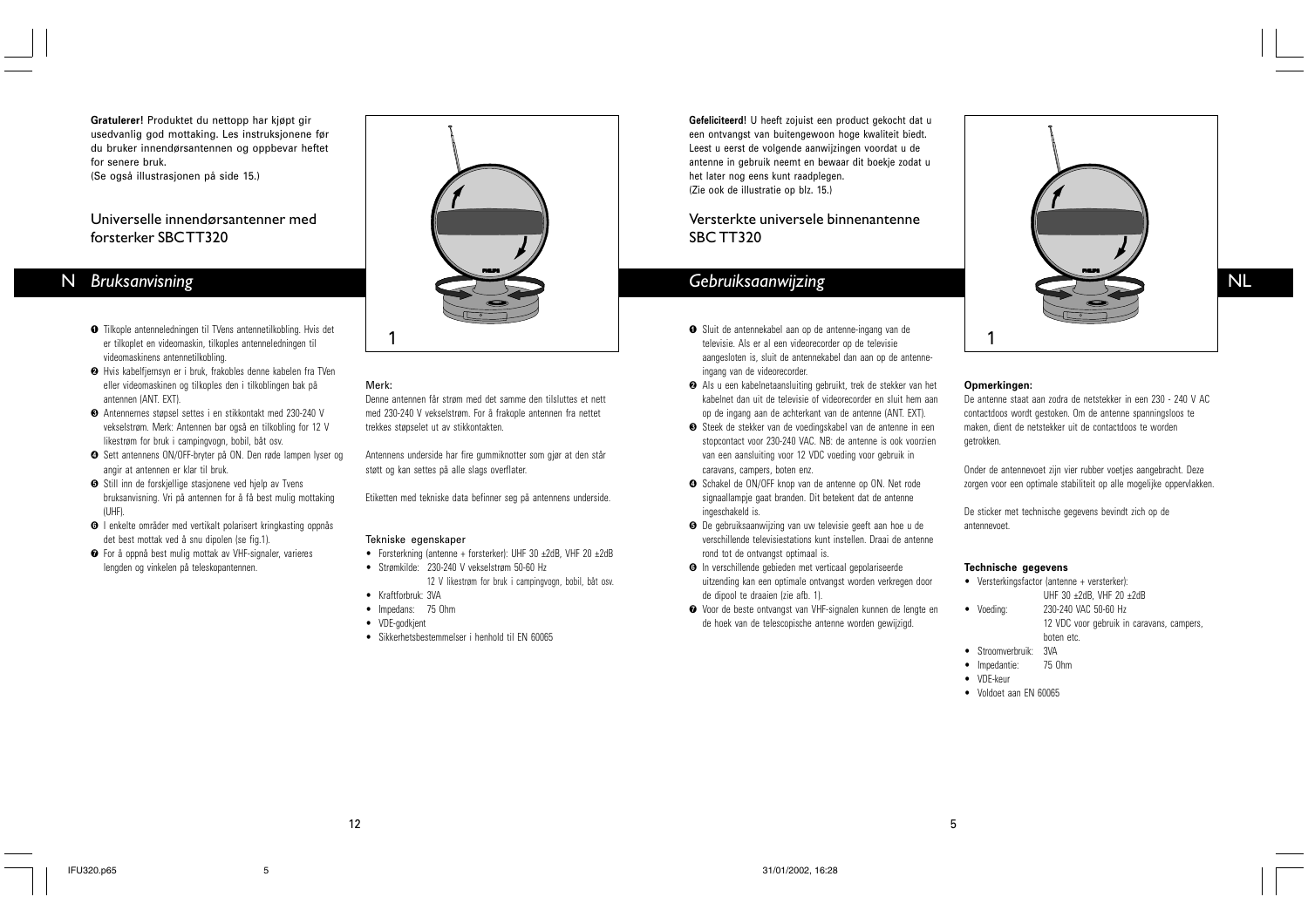**Gratulerer!** Produktet du nettopp har kjøpt gir usedvanlig god mottaking. Les instruksjonene før du bruker innendørsantennen og oppbevar heftet for senere bruk.
(Se også illustrasjonen på side 15.)

## Universelle innendørsantenner med forsterker SBCTT320

## N *Bruksanvisning*

1. Tilkople antenneledningen til TVens antennetilkobling. Hvis det er tilkoplet en videomaskin, tilkoples antenneledningen til videomaskinens antennetilkobling.
2. Hvis kabelfjernsyn er i bruk, frakobles denne kabelen fra TVen eller videomaskinen og tilkoples den i tilkoblingen bak på antennen (ANT. EXT).
3. Antennernes støpsel settes i en stikkontakt med 230-240 V vekselstrøm. Merk: Antennen bar også en tilkobling for 12 V likestrøm for bruk i campingvogn, bobil, båt osv.
4. Sett antennens ON/OFF-bryter på ON. Den røde lampen lyser og angir at antennen er klar til bruk.
5. Still inn de forskjellige stasjonene ved hjelp av Tvens bruksanvisning. Vri på antennen for å få best mulig mottaking (UHF).
6. I enkelte områder med vertikalt polarisert kringkasting oppnås det best mottak ved å snu dipolen (se fig.1).
7. For å oppnå best mulig mottak av VHF-signaler, varieres lengden og vinkelen på teleskopantennen.

1

### Merk:

Denne antennen får strøm med det samme den tilsluttes et nett med 230-240 V vekselstrøm. For å frakople antennen fra nettet trekkes støpselet ut av stikkontakten.

Antennens underside har fire gummiknotter som gjør at den står støtt og kan settes på alle slags overflater.

Etiketten med tekniske data befinner seg på antennens underside.

### Tekniske egenskaper

- Forsterkning (antenne + forsterker): UHF 30 ±2dB, VHF 20 ±2dB
- Strømkilde: 230-240 V vekselstrøm 50-60 Hz
  12 V likestrøm for bruk i campingvogn, bobil, båt osv.
- Kraftforbruk: 3VA
- Impedans: 75 Ohm
- VDE-godkjent
- Sikkerhetsbestemmelser i henhold til EN 60065

**Gefeliciteerd!** U heeft zojuist een product gekocht dat u een ontvangst van buitengewoon hoge kwaliteit biedt. Leest u eerst de volgende aanwijzingen voordat u de antenne in gebruik neemt en bewaar dit boekje zodat u het later nog eens kunt raadplegen.
(Zie ook de illustratie op blz. 15.)

## Versterkte universele binnenantenne SBC TT320

## *Gebruiksaanwijzing* NL

1. Sluit de antennekabel aan op de antenne-ingang van de televisie. Als er al een videorecorder op de televisie aangesloten is, sluit de antennekabel dan aan op de antenne-ingang van de videorecorder.
2. Als u een kabelnetaansluiting gebruikt, trek de stekker van het kabelnet dan uit de televisie of videorecorder en sluit hem aan op de ingang aan de achterkant van de antenne (ANT. EXT).
3. Steek de stekker van de voedingskabel van de antenne in een stopcontact voor 230-240 VAC. NB: de antenne is ook voorzien van een aansluiting voor 12 VDC voeding voor gebruik in caravans, campers, boten enz.
4. Schakel de ON/OFF knop van de antenne op ON. Net rode signaallampje gaat branden. Dit betekent dat de antenne ingeschakeld is.
5. De gebruiksaanwijzing van uw televisie geeft aan hoe u de verschillende televisiestations kunt instellen. Draai de antenne rond tot de ontvangst optimaal is.
6. In verschillende gebieden met verticaal gepolariseerde uitzending kan een optimale ontvangst worden verkregen door de dipool te draaien (zie afb. 1).
7. Voor de beste ontvangst van VHF-signalen kunnen de lengte en de hoek van de telescopische antenne worden gewijzigd.

1

### Opmerkingen:

De antenne staat aan zodra de netstekker in een 230 - 240 V AC contactdoos wordt gestoken. Om de antenne spanningsloos te maken, dient de netstekker uit de contactdoos te worden getrokken.

Onder de antennevoet zijn vier rubber voetjes aangebracht. Deze zorgen voor een optimale stabiliteit op alle mogelijke oppervlakken.

De sticker met technische gegevens bevindt zich op de antennevoet.

### Technische gegevens

- Versterkingsfactor (antenne + versterker):
  UHF 30 ±2dB, VHF 20 ±2dB
- Voeding: 230-240 VAC 50-60 Hz
  12 VDC voor gebruik in caravans, campers, boten etc.
- Stroomverbruik: 3VA
- Impedantie: 75 Ohm
- VDE-keur
- Voldoet aan EN 60065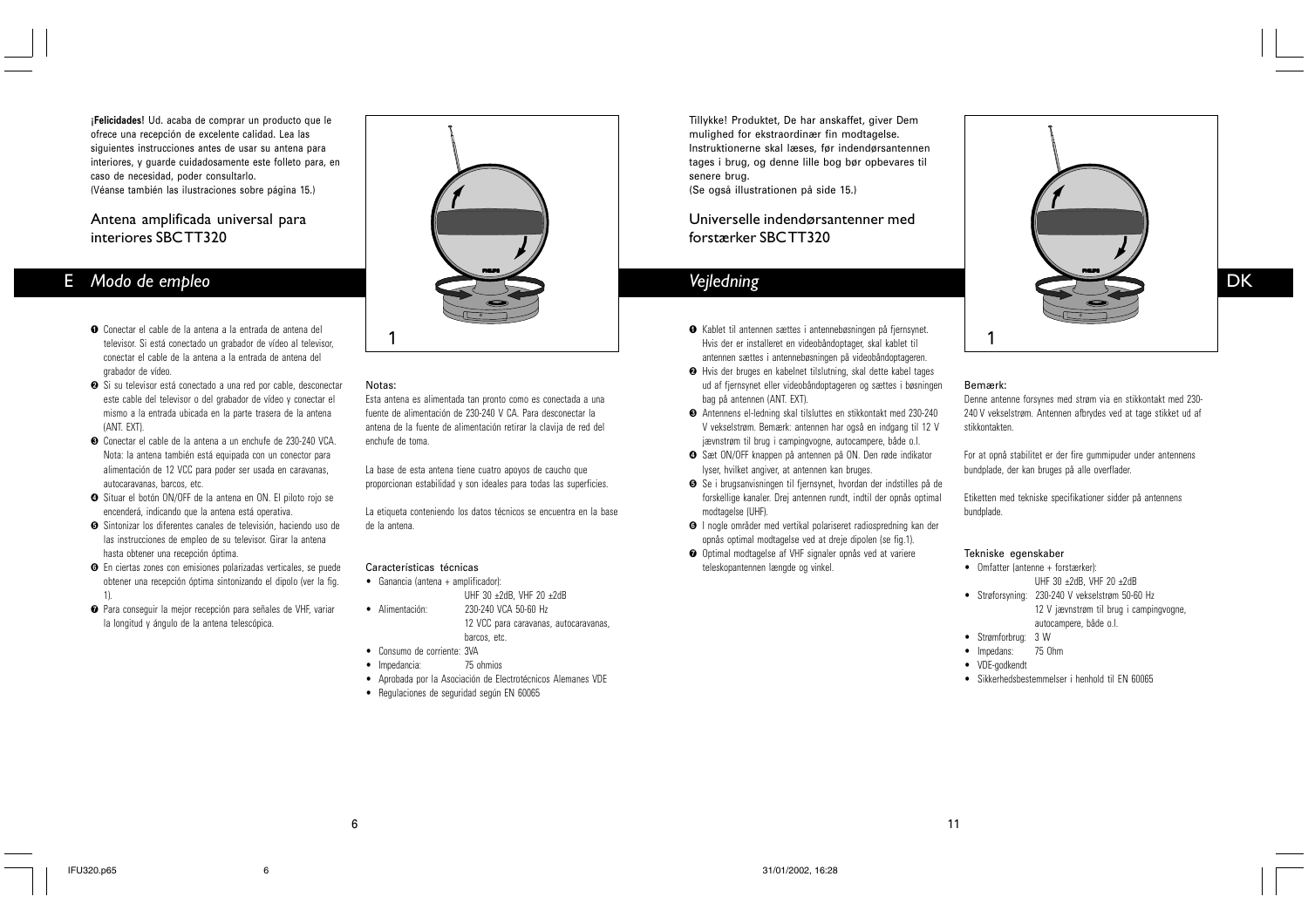**¡Felicidades!** Ud. acaba de comprar un producto que le ofrece una recepción de excelente calidad. Lea las siguientes instrucciones antes de usar su antena para interiores, y guarde cuidadosamente este folleto para, en caso de necesidad, poder consultarlo.
(Véanse también las ilustraciones sobre página 15.)

## Antena amplificada universal para interiores SBCTT320

# E *Modo de empleo*

1. Conectar el cable de la antena a la entrada de antena del televisor. Si está conectado un grabador de vídeo al televisor, conectar el cable de la antena a la entrada de antena del grabador de vídeo.
2. Si su televisor está conectado a una red por cable, desconectar este cable del televisor o del grabador de vídeo y conectar el mismo a la entrada ubicada en la parte trasera de la antena (ANT. EXT).
3. Conectar el cable de la antena a un enchufe de 230-240 VCA. Nota: la antena también está equipada con un conector para alimentación de 12 VCC para poder ser usada en caravanas, autocaravanas, barcos, etc.
4. Situar el botón ON/OFF de la antena en ON. El piloto rojo se encenderá, indicando que la antena está operativa.
5. Sintonizar los diferentes canales de televisión, haciendo uso de las instrucciones de empleo de su televisor. Girar la antena hasta obtener una recepción óptima.
6. En ciertas zones con emisiones polarizadas verticales, se puede obtener una recepción óptima sintonizando el dipolo (ver la fig. 1).
7. Para conseguir la mejor recepción para señales de VHF, variar la longitud y ángulo de la antena telescópica.

1

### Notas:

Esta antena es alimentada tan pronto como es conectada a una fuente de alimentación de 230-240 V CA. Para desconectar la antena de la fuente de alimentación retirar la clavija de red del enchufe de toma.

La base de esta antena tiene cuatro apoyos de caucho que proporcionan estabilidad y son ideales para todas las superficies.

La etiqueta conteniendo los datos técnicos se encuentra en la base de la antena.

### Características técnicas

- Ganancia (antena + amplificador): UHF 30 ±2dB, VHF 20 ±2dB
- Alimentación: 230-240 VCA 50-60 Hz
  12 VCC para caravanas, autocaravanas, barcos, etc.
- Consumo de corriente: 3VA
- Impedancia: 75 ohmios
- Aprobada por la Asociación de Electrotécnicos Alemanes VDE
- Regulaciones de seguridad según EN 60065

Tillykke! Produktet, De har anskaffet, giver Dem mulighed for ekstraordinær fin modtagelse. Instruktionerne skal læses, før indendørsantennen tages i brug, og denne lille bog bør opbevares til senere brug.
(Se også illustrationen på side 15.)

## Universelle indendørsantenner med forstærker SBCTT320

# *Vejledning* DK

1. Kablet til antennen sættes i antennebøsningen på fjernsynet. Hvis der er installeret en videobåndoptager, skal kablet til antennen sættes i antennebøsningen på videobåndoptageren.
2. Hvis der bruges en kabelnet tilslutning, skal dette kabel tages ud af fjernsynet eller videobåndoptageren og sættes i bøsningen bag på antennen (ANT. EXT).
3. Antennens el-ledning skal tilsluttes en stikkontakt med 230-240 V vekselstrøm. Bemærk: antennen har også en indgang til 12 V jævnstrøm til brug i campingvogne, autocampere, både o.l.
4. Sæt ON/OFF knappen på antennen på ON. Den røde indikator lyser, hvilket angiver, at antennen kan bruges.
5. Se i brugsanvisningen til fjernsynet, hvordan der indstilles på de forskellige kanaler. Drej antennen rundt, indtil der opnås optimal modtagelse (UHF).
6. I nogle områder med vertikal polariseret radiospredning kan der opnås optimal modtagelse ved at dreje dipolen (se fig.1).
7. Optimal modtagelse af VHF signaler opnås ved at variere teleskopantennen længde og vinkel.

1

### Bemærk:

Denne antenne forsynes med strøm via en stikkontakt med 230-240 V vekselstrøm. Antennen afbrydes ved at tage stikket ud af stikkontakten.

For at opnå stabilitet er der fire gummipuder under antennens bundplade, der kan bruges på alle overflader.

Etiketten med tekniske specifikationer sidder på antennens bundplade.

### Tekniske egenskaber

- Omfatter (antenne + forstærker): UHF 30 ±2dB, VHF 20 ±2dB
- Strøforsyning: 230-240 V vekselstrøm 50-60 Hz
  12 V jævnstrøm til brug i campingvogne, autocampere, både o.l.
- Strømforbrug: 3 W
- Impedans: 75 Ohm
- VDE-godkendt
- Sikkerhedsbestemmelser i henhold til EN 60065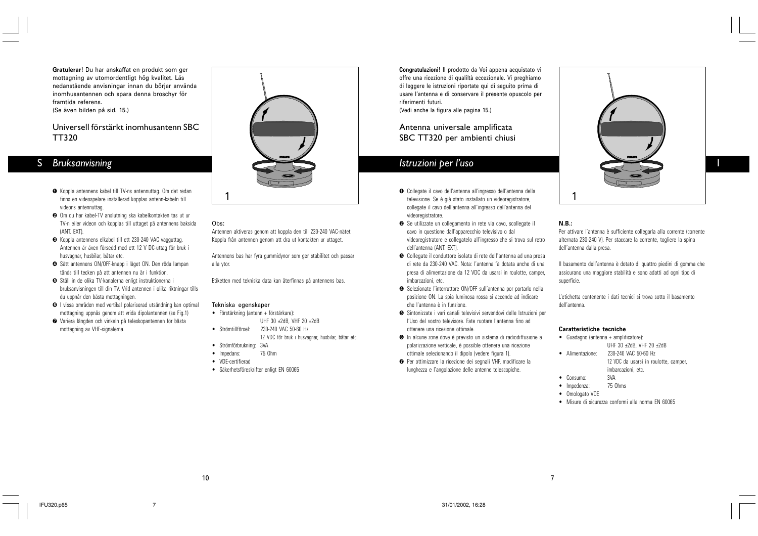**Gratulerar!** Du har anskaffat en produkt som ger mottagning av utomordentligt hög kvalitet. Läs nedanstående anvisningar innan du börjar använda inomhusantennen och spara denna broschyr för framtida referens.
(Se även bilden på sid. 15.)

## Universell förstärkt inomhusantenn SBC TT320

# S Bruksanvisning

1. Koppla antennens kabel till TV-ns antennuttag. Om det redan finns en videospelare installerad kopplas antenn-kabeln till videons antennuttag.
2. Om du har kabel-TV anslutning ska kabelkontakten tas ut ur TV-n eiler videon och kopplas till uttaget på antennens baksida (ANT. EXT).
3. Koppla antennens elkabel till ett 230-240 VAC vägguttag. Antennen är även försedd med ett 12 V DC-uttag för bruk i husvagnar, husbilar, båtar etc.
4. Sätt antennens ON/OFF-knapp i läget ON. Den röda lampan tänds till tecken på att antennen nu är i funktion.
5. Ställ in de olika TV-kanalerna enligt instruktionerna i bruksanvisningen till din TV. Vrid antennen i olika riktningar tills du uppnår den bästa mottagningen.
6. I vissa områden med vertikal polariserad utsändning kan optimal mottagning uppnås genom att vrida dipolantennen (se Fig.1)
7. Variera längden och vinkeln på teleskopantennen för bästa mottagning av VHF-signalerna.

1

Obs:

Antennen aktiveras genom att koppla den till 230-240 VAC-nätet. Koppla från antennen genom att dra ut kontakten ur uttaget.

Antennens bas har fyra gummidynor som ger stabilitet och passar alla ytor.

Etiketten med tekniska data kan återfinnas på antennens bas.

### Tekniska egenskaper

- Förstärkning (antenn + förstärkare): UHF 30 ±2dB, VHF 20 ±2dB
- Strömtillförsel: 230-240 VAC 50-60 Hz
  12 VDC för bruk i husvagnar, husbilar, båtar etc.
- Strömförbrukning: 3VA
- Impedans: 75 Ohm
- VDE-certifierad
- Säkerhetsföreskrifter enligt EN 60065

**Congratulazioni!** Il prodotto da Voi appena acquistato vi offre una ricezione di qualiltà eccezionale. Vi preghiamo di leggere le istruzioni riportate qui di seguito prima di usare l'antenna e di conservare il presente opuscolo per riferimenti futuri.
(Vedi anche la figura alle pagina 15.)

## Antenna universale amplificata SBC TT320 per ambienti chiusi

# Istruzioni per l'uso I

1. Collegate il cavo dell'antenna all'ingresso dell'antenna della televisione. Se è già stato installato un videoregistratore, collegate il cavo dell'antenna all'ingresso dell'antenna del videoregistratore.
2. Se utilizzate un collegamento in rete via cavo, scollegate il cavo in questione dall'apparecchio televisivo o dal videoregistratore e collegatelo all'ingresso che si trova sul retro dell'antenna (ANT. EXT).
3. Collegate il conduttore isolato di rete dell'antenna ad una presa di rete da 230-240 VAC. Nota: l'antenna "à dotata anche di una presa di alimentazione da 12 VDC da usarsi in roulotte, camper, imbarcazioni, etc.
4. Selezionate l'interruttore ON/OFF sull'antenna por portarlo nella posizione ON. La spia luminosa rossa si accende ad indicare che l'antenna è in funzione.
5. Sintonizzate i vari canali televisivi servendovi delle Istruzioni per l'Uso del vostro televisore. Fate ruotare l'antenna fino ad ottenere una ricezione ottimale.
6. In alcune zone dove è previsto un sistema di radiodiffusione a polarizzazione verticale, è possible ottenere una ricezione ottimale selezionando il dipolo (vedere figura 1).
7. Per ottimizzare la ricezione dei segnali VHF, modificare la lunghezza e l'angolazione delle antenne telescopiche.

1

**N.B.:**

Per attivare l'antenna è sufficiente collegarla alla corrente (corrente alternata 230-240 V). Per staccare la corrente, togliere la spina dell'antenna dalla presa.

Il basamento dell'antenna è dotato di quattro piedini di gomma che assicurano una maggiore stabilità e sono adatti ad ogni tipo di superficie.

L'etichetta contenente i dati tecnici si trova sotto il basamento dell'antenna.

### Caratteristiche tecniche

- Guadagno (antenna + amplificatore): UHF 30 ±2dB, VHF 20 ±2dB
- Alimentazione: 230-240 VAC 50-60 Hz
  12 VDC da usarsi in roulotte, camper, imbarcazioni, etc.
- Consumo: 3VA
- Impedenza: 75 Ohms
- Omologato VDE
- Misure di sicurezza conformi alla norma EN 60065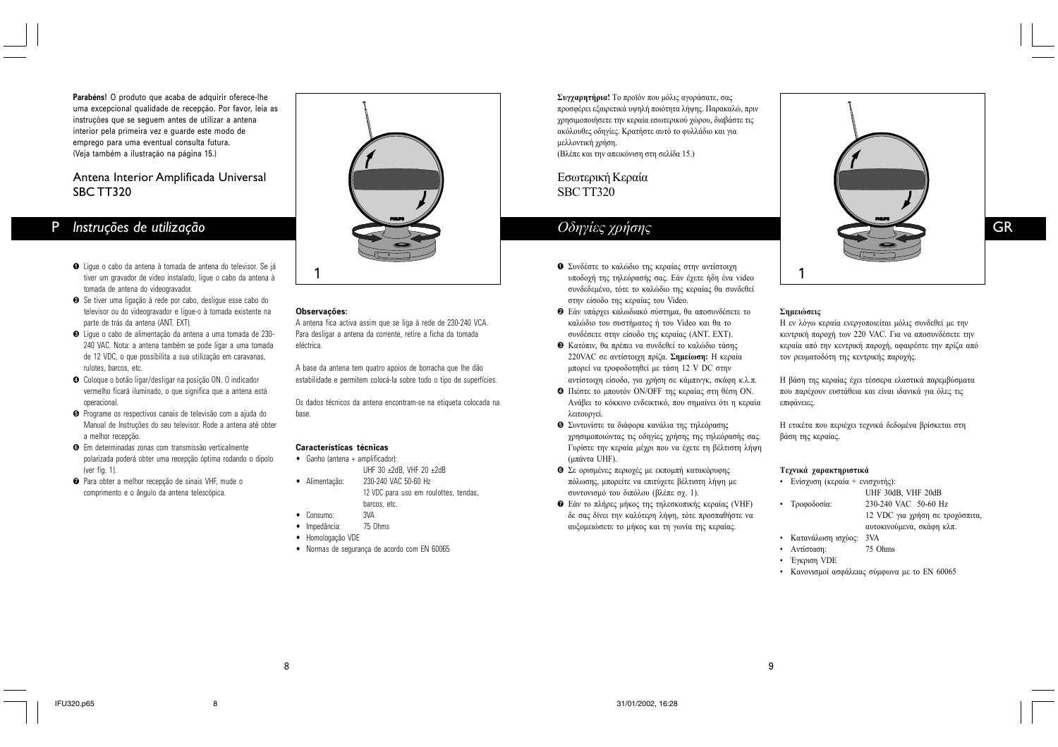**Parabéns!** O produto que acaba de adquirir oferece-lhe uma excepcional qualidade de recepção. Por favor, leia as instruções que se seguem antes de utilizar a antena interior pela primeira vez e guarde este modo de emprego para uma eventual consulta futura.
(Veja também a ilustração na página 15.)

## Antena Interior Amplificada Universal SBC TT320

# P *Instruções de utilização*

1

❶ Ligue o cabo da antena à tomada de antena do televisor. Se já tiver um gravador de vídeo instalado, ligue o cabo da antena à tomada de antena do videogravador.

❷ Se tiver uma ligação à rede por cabo, desligue esse cabo do televisor ou do videogravador e ligue-o à tomada existente na parte de trás da antena (ANT. EXT).

❸ Ligue o cabo de alimentação da antena a uma tomada de 230-240 VAC. Nota: a antena também se pode ligar a uma tomada de 12 VDC, o que possibilita a sua utilização em caravanas, rulotes, barcos, etc.

❹ Coloque o botão ligar/desligar na posição ON. O indicador vermelho ficará iluminado, o que significa que a antena está operacional.

❺ Programe os respectivos canais de televisão com a ajuda do Manual de Instruções do seu televisor. Rode a antena até obter a melhor recepção.

❻ Em determinadas zonas com transmissão verticalmente polarizada poderá obter uma recepção óptima rodando o dipolo (ver fig. 1).

❼ Para obter a melhor recepção de sinais VHF, mude o comprimento e o ângulo da antena telescópica.

**Observações:**

A antena fica activa assim que se liga à rede de 230-240 VCA. Para desligar a antena da corrente, retire a ficha da tomada eléctrica.

A base da antena tem quatro apoios de borracha que lhe dão estabilidade e permitem colocá-la sobre todo o tipo de superfícies.

Os dados técnicos da antena encontram-se na etiqueta colocada na base.

**Características técnicas**

- Ganho (antena + amplificador): UHF 30 ±2dB, VHF 20 ±2dB
- Alimentação: 230-240 VAC 50-60 Hz; 12 VDC para uso em roulottes, tendas, barcos, etc.
- Consumo: 3VA
- Impedância: 75 Ohms
- Homologação VDE
- Normas de segurança de acordo com EN 60065

**Συγχαρητήρια!** Το προϊόν που μόλις αγοράσατε, σας προσφέρει εξαιρετικά υψηλή ποιότητα λήψης. Παρακαλώ, πριν χρησιμοποιήσετε την κεραία εσωτερικού χώρου, διαβάστε τις ακόλουθες οδηγίες. Κρατήστε αυτό το φυλλάδιο και για μελλοντική χρήση.
(Βλέπε και την απεικόνιση στη σελίδα 15.)

## Εσωτερική Κεραία SBC TT320

# *Οδηγίες χρήσης* GR

1

❶ Συνδέστε το καλώδιο της κεραίας στην αντίστοιχη υποδοχή της τηλεόρασής σας. Εάν έχετε ήδη ένα video συνδεδεμένο, τότε το καλώδιο της κεραίας θα συνδεθεί στην είσοδο της κεραίας του Video.

❷ Εάν υπάρχει καλωδιακό σύστημα, θα αποσυνδέσετε το καλώδιο του συστήματος ή του Video και θα το συνδέσετε στην είσοδο της κεραίας (ANT. EXT).

❸ Κατόπιν, θα πρέπει να συνδεθεί το καλώδιο τάσης 220VAC σε αντίστοιχη πρίζα. **Σημείωση:** Η κεραία μπορεί να τροφοδοτηθεί με τάση 12 V DC στην αντίστοιχη είσοδο, για χρήση σε κάμπινγκ, σκάφη κ.λ.π.

❹ Πιέστε το μπουτόν ON/OFF της κεραίας στη θέση ON. Ανάβει το κόκκινο ενδεικτικό, που σημαίνει ότι η κεραία λειτουργεί.

❺ Συντονίστε τα διάφορα κανάλια της τηλεόρασης χρησιμοποιώντας τις οδηγίες χρήσης της τηλεόρασής σας. Γυρίστε την κεραία μέχρι που να έχετε τη βέλτιστη λήψη (μπάντα UHF).

❻ Σε ορισμένες περιοχές με εκπομπή κατακόρυφης πόλωσης, μπορείτε να επιτύχετε βέλτιστη λήψη με συντονισμό του διπόλου (βλέπε σχ. 1).

❼ Εάν το πλήρες μήκος της τηλεσκοπικής κεραίας (VHF) δε σας δίνει την καλύτερη λήψη, τότε προσπαθήστε να αυξομειώσετε το μήκος και τη γωνία της κεραίας.

**Σημειώσεις**

Η εν λόγω κεραία ενεργοποιείται μόλις συνδεθεί με την κεντρική παροχή των 220 VAC. Για να αποσυνδέσετε την κεραία από την κεντρική παροχή, αφαιρέστε την πρίζα από τον ρευματοδότη της κεντρικής παροχής.

Η βάση της κεραίας έχει τέσσερα ελαστικά παρεμβύσματα που παρέχουν ευστάθεια και είναι ιδανικά για όλες τις επιφάνειες.

Η ετικέτα που περιέχει τεχνικά δεδομένα βρίσκεται στη βάση της κεραίας.

**Τεχνικά χαρακτηριστικά**

- Ενίσχυση (κεραία + ενισχυτής): UHF 30dB, VHF 20dB
- Τροφοδοσία: 230-240 VAC 50-60 Hz; 12 VDC για χρήση σε τροχόσπιτα, αυτοκινούμενα, σκάφη κλπ.
- Κατανάλωση ισχύος: 3VA
- Αντίσταση: 75 Ohms
- Έγκριση VDE
- Κανονισμοί ασφάλειας σύμφωνα με το EN 60065